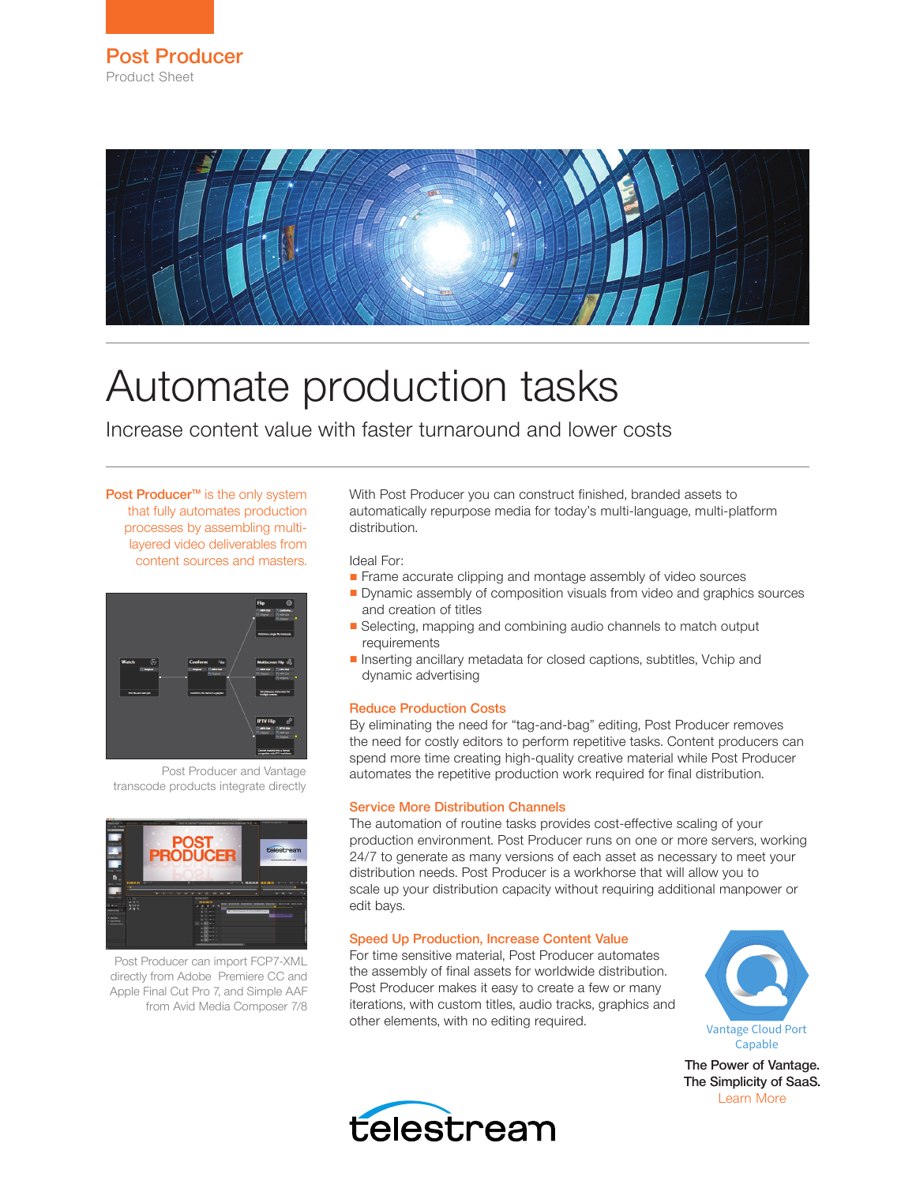# Post Producer

Product Sheet

# Automate production tasks

## Increase content value with faster turnaround and lower costs

**Post Producer™** is the only system that fully automates production processes by assembling multi-layered video deliverables from content sources and masters.

Post Producer and Vantage transcode products integrate directly

Post Producer can import FCP7-XML directly from Adobe Premiere CC and Apple Final Cut Pro 7, and Simple AAF from Avid Media Composer 7/8

With Post Producer you can construct finished, branded assets to automatically repurpose media for today's multi-language, multi-platform distribution.

Ideal For:

- Frame accurate clipping and montage assembly of video sources
- Dynamic assembly of composition visuals from video and graphics sources and creation of titles
- Selecting, mapping and combining audio channels to match output requirements
- Inserting ancillary metadata for closed captions, subtitles, Vchip and dynamic advertising

### Reduce Production Costs

By eliminating the need for "tag-and-bag" editing, Post Producer removes the need for costly editors to perform repetitive tasks. Content producers can spend more time creating high-quality creative material while Post Producer automates the repetitive production work required for final distribution.

### Service More Distribution Channels

The automation of routine tasks provides cost-effective scaling of your production environment. Post Producer runs on one or more servers, working 24/7 to generate as many versions of each asset as necessary to meet your distribution needs. Post Producer is a workhorse that will allow you to scale up your distribution capacity without requiring additional manpower or edit bays.

### Speed Up Production, Increase Content Value

For time sensitive material, Post Producer automates the assembly of final assets for worldwide distribution. Post Producer makes it easy to create a few or many iterations, with custom titles, audio tracks, graphics and other elements, with no editing required.

Vantage Cloud Port Capable

**The Power of Vantage.**
**The Simplicity of SaaS.**
Learn More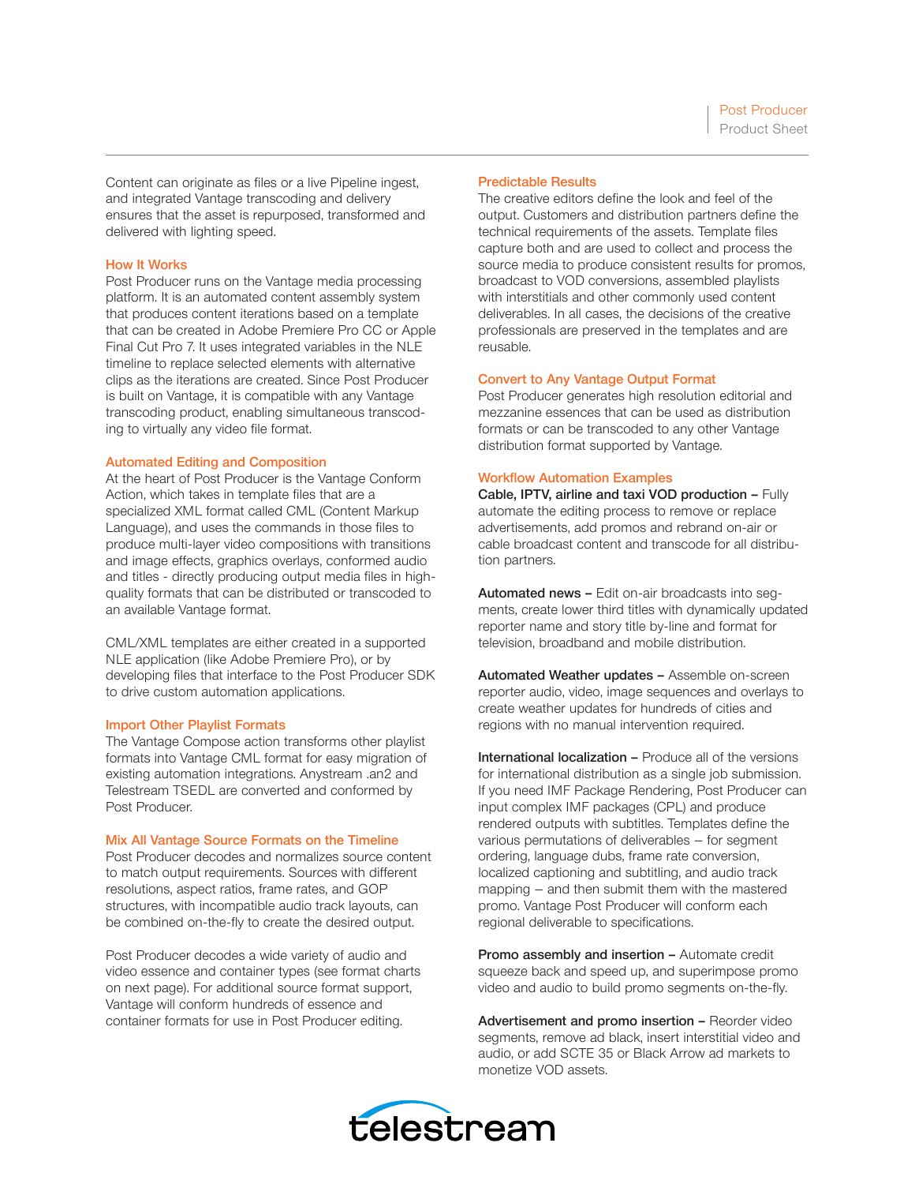Content can originate as files or a live Pipeline ingest, and integrated Vantage transcoding and delivery ensures that the asset is repurposed, transformed and delivered with lighting speed.

## How It Works

Post Producer runs on the Vantage media processing platform. It is an automated content assembly system that produces content iterations based on a template that can be created in Adobe Premiere Pro CC or Apple Final Cut Pro 7. It uses integrated variables in the NLE timeline to replace selected elements with alternative clips as the iterations are created. Since Post Producer is built on Vantage, it is compatible with any Vantage transcoding product, enabling simultaneous transcoding to virtually any video file format.

## Automated Editing and Composition

At the heart of Post Producer is the Vantage Conform Action, which takes in template files that are a specialized XML format called CML (Content Markup Language), and uses the commands in those files to produce multi-layer video compositions with transitions and image effects, graphics overlays, conformed audio and titles - directly producing output media files in high-quality formats that can be distributed or transcoded to an available Vantage format.

CML/XML templates are either created in a supported NLE application (like Adobe Premiere Pro), or by developing files that interface to the Post Producer SDK to drive custom automation applications.

## Import Other Playlist Formats

The Vantage Compose action transforms other playlist formats into Vantage CML format for easy migration of existing automation integrations. Anystream .an2 and Telestream TSEDL are converted and conformed by Post Producer.

## Mix All Vantage Source Formats on the Timeline

Post Producer decodes and normalizes source content to match output requirements. Sources with different resolutions, aspect ratios, frame rates, and GOP structures, with incompatible audio track layouts, can be combined on-the-fly to create the desired output.

Post Producer decodes a wide variety of audio and video essence and container types (see format charts on next page). For additional source format support, Vantage will conform hundreds of essence and container formats for use in Post Producer editing.

## Predictable Results

The creative editors define the look and feel of the output. Customers and distribution partners define the technical requirements of the assets. Template files capture both and are used to collect and process the source media to produce consistent results for promos, broadcast to VOD conversions, assembled playlists with interstitials and other commonly used content deliverables. In all cases, the decisions of the creative professionals are preserved in the templates and are reusable.

## Convert to Any Vantage Output Format

Post Producer generates high resolution editorial and mezzanine essences that can be used as distribution formats or can be transcoded to any other Vantage distribution format supported by Vantage.

## Workflow Automation Examples

**Cable, IPTV, airline and taxi VOD production –** Fully automate the editing process to remove or replace advertisements, add promos and rebrand on-air or cable broadcast content and transcode for all distribution partners.

**Automated news –** Edit on-air broadcasts into segments, create lower third titles with dynamically updated reporter name and story title by-line and format for television, broadband and mobile distribution.

**Automated Weather updates –** Assemble on-screen reporter audio, video, image sequences and overlays to create weather updates for hundreds of cities and regions with no manual intervention required.

**International localization –** Produce all of the versions for international distribution as a single job submission. If you need IMF Package Rendering, Post Producer can input complex IMF packages (CPL) and produce rendered outputs with subtitles. Templates define the various permutations of deliverables – for segment ordering, language dubs, frame rate conversion, localized captioning and subtitling, and audio track mapping – and then submit them with the mastered promo. Vantage Post Producer will conform each regional deliverable to specifications.

**Promo assembly and insertion –** Automate credit squeeze back and speed up, and superimpose promo video and audio to build promo segments on-the-fly.

**Advertisement and promo insertion –** Reorder video segments, remove ad black, insert interstitial video and audio, or add SCTE 35 or Black Arrow ad markets to monetize VOD assets.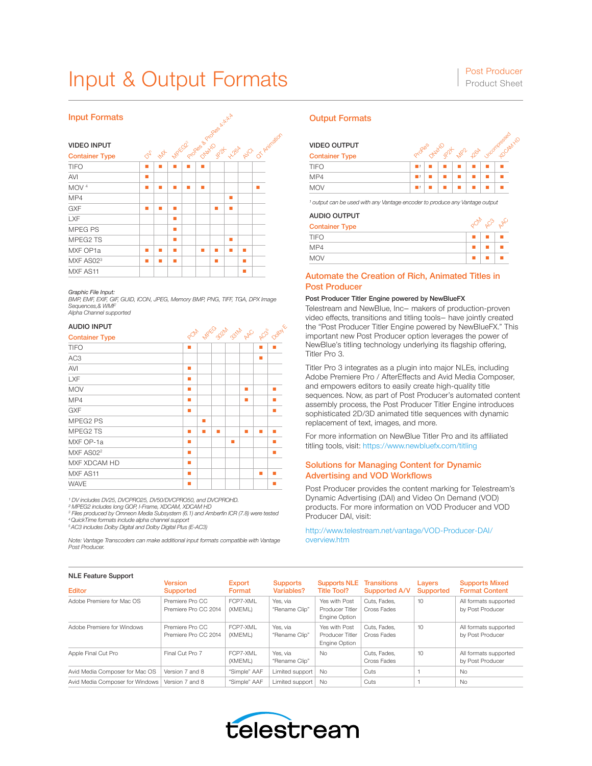# Input & Output Formats

## Input Formats

**VIDEO INPUT**

| Container Type | DV[1] | IMX | MPEG2[2] | ProRes & ProRes 4:4:4:4 | DNxHD | JP2K | H.264 | AVCi | QT Animation |
|---|---|---|---|---|---|---|---|---|---|
| TIFO | ■ | ■ | ■ | ■ | ■ | | | | |
| AVI | ■ | | | | | | | | |
| MOV [4] | ■ | ■ | ■ | ■ | ■ | | | | ■ |
| MP4 | | | | | | | ■ | | |
| GXF | ■ | ■ | ■ | | | ■ | ■ | | |
| LXF | | | ■ | | | | | | |
| MPEG PS | | | ■ | | | | | | |
| MPEG2 TS | | | ■ | | | | ■ | | |
| MXF OP1a | ■ | ■ | ■ | | ■ | ■ | ■ | ■ | |
| MXF AS02[3] | ■ | ■ | ■ | | | ■ | | ■ | |
| MXF AS11 | | | | | | | | ■ | |

*Graphic File Input:*
*BMP, EMF, EXIF, GIF, GUID, ICON, JPEG, Memory BMP, PNG, TIFF, TGA, DPX Image Sequences,& WMF*
*Alpha Channel supported*

**AUDIO INPUT**

| Container Type | PCM | MPEG | 302M | 331M | AAC | AC3[5] | Dolby E |
|---|---|---|---|---|---|---|---|
| TIFO | ■ | | | | | ■ | ■ |
| AC3 | | | | | | ■ | |
| AVI | ■ | | | | | | |
| LXF | ■ | | | | | | |
| MOV | ■ | | | | ■ | | ■ |
| MP4 | ■ | | | | ■ | | ■ |
| GXF | ■ | | | | | | ■ |
| MPEG2 PS | | ■ | | | | | |
| MPEG2 TS | ■ | ■ | ■ | | ■ | ■ | ■ |
| MXF OP-1a | ■ | | | ■ | | | ■ |
| MXF AS02[2] | ■ | | | | | | ■ |
| MXF XDCAM HD | ■ | | | | | | |
| MXF AS11 | ■ | | | | | ■ | ■ |
| WAVE | ■ | | | | | | ■ |

*[1] DV includes DV25, DVCPRO25, DV50/DVCPRO50, and DVCPROHD.*
*[2] MPEG2 includes long GOP, I-Frame, XDCAM, XDCAM HD*
*[3] Files produced by Omneon Media Subsystem (6.1) and Amberfin ICR (7.8) were tested*
*[4] QuickTime formats include alpha channel support*
*[5] AC3 includes Dolby Digital and Dolby Digital Plus (E-AC3)*

*Note: Vantage Transcoders can make additional input formats compatible with Vantage Post Producer.*

## Output Formats

**VIDEO OUTPUT**

| Container Type | ProRes | DNxHD | JP2K | MP2 | x264 | Uncompressed | XDCAM HD |
|---|---|---|---|---|---|---|---|
| TIFO | ■[1] | ■ | ■ | ■ | ■ | ■ | ■ |
| MP4 | ■[1] | ■ | ■ | ■ | ■ | ■ | ■ |
| MOV | ■[1] | ■ | ■ | ■ | ■ | ■ | ■ |

*[1] output can be used with any Vantage encoder to produce any Vantage output*

**AUDIO OUTPUT**

| Container Type | PCM | AC3 | AAC |
|---|---|---|---|
| TIFO | ■ | ■ | ■ |
| MP4 | ■ | ■ | ■ |
| MOV | ■ | ■ | ■ |

## Automate the Creation of Rich, Animated Titles in Post Producer

**Post Producer Titler Engine powered by NewBlueFX**

Telestream and NewBlue, Inc– makers of production-proven video effects, transitions and titling tools– have jointly created the "Post Producer Titler Engine powered by NewBlueFX." This important new Post Producer option leverages the power of NewBlue's titling technology underlying its flagship offering, Titler Pro 3.

Titler Pro 3 integrates as a plugin into major NLEs, including Adobe Premiere Pro / AfterEffects and Avid Media Composer, and empowers editors to easily create high-quality title sequences. Now, as part of Post Producer's automated content assembly process, the Post Producer Titler Engine introduces sophisticated 2D/3D animated title sequences with dynamic replacement of text, images, and more.

For more information on NewBlue Titler Pro and its affiliated titling tools, visit: https://www.newbluefx.com/titling

## Solutions for Managing Content for Dynamic Advertising and VOD Workflows

Post Producer provides the content marking for Telestream's Dynamic Advertising (DAI) and Video On Demand (VOD) products. For more information on VOD Producer and VOD Producer DAI, visit:

http://www.telestream.net/vantage/VOD-Producer-DAI/overview.htm

## NLE Feature Support

| Editor | Version Supported | Export Format | Supports Variables? | Supports NLE Title Tool? | Transitions Supported A/V | Layers Supported | Supports Mixed Format Content |
|---|---|---|---|---|---|---|---|
| Adobe Premiere for Mac OS | Premiere Pro CC Premiere Pro CC 2014 | FCP7-XML (XMEML) | Yes, via "Rename Clip" | Yes with Post Producer Titler Engine Option | Cuts, Fades, Cross Fades | 10 | All formats supported by Post Producer |
| Adobe Premiere for Windows | Premiere Pro CC Premiere Pro CC 2014 | FCP7-XML (XMEML) | Yes, via "Rename Clip" | Yes with Post Producer Titler Engine Option | Cuts, Fades, Cross Fades | 10 | All formats supported by Post Producer |
| Apple Final Cut Pro | Final Cut Pro 7 | FCP7-XML (XMEML) | Yes, via "Rename Clip" | No | Cuts, Fades, Cross Fades | 10 | All formats supported by Post Producer |
| Avid Media Composer for Mac OS | Version 7 and 8 | "Simple" AAF | Limited support | No | Cuts | 1 | No |
| Avid Media Composer for Windows | Version 7 and 8 | "Simple" AAF | Limited support | No | Cuts | 1 | No |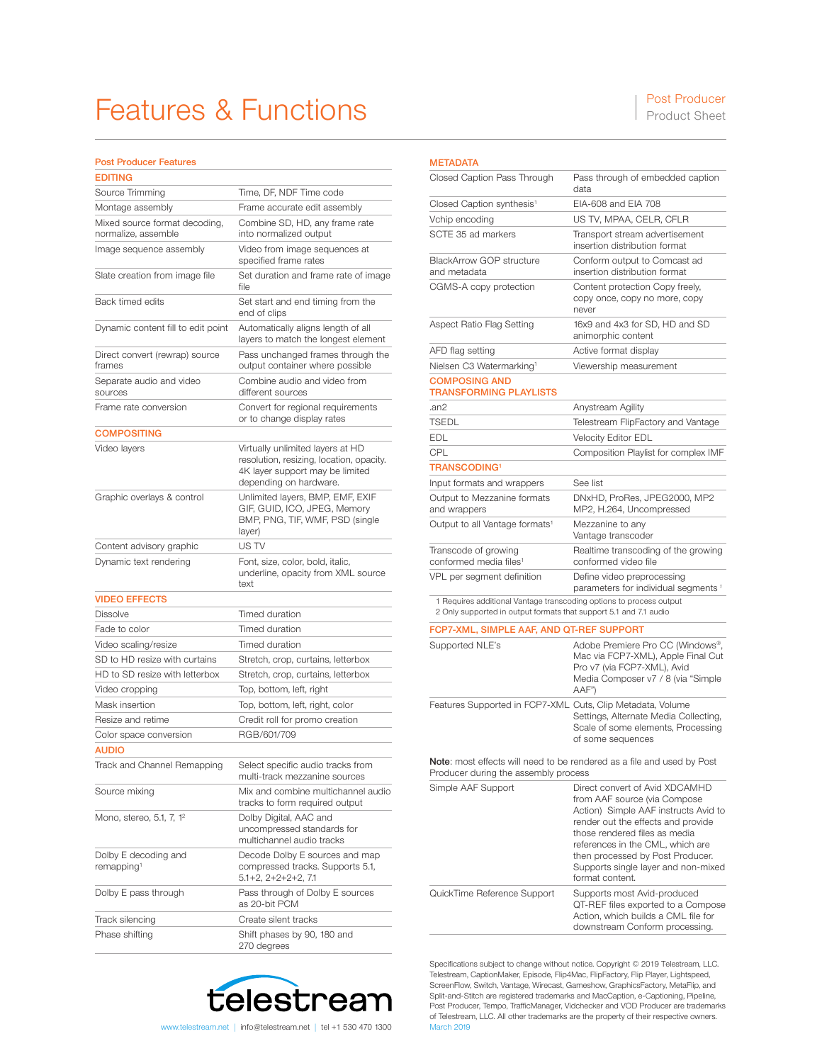# Features & Functions

Post Producer
Product Sheet

## Post Producer Features

### EDITING

| | |
|---|---|
| Source Trimming | Time, DF, NDF Time code |
| Montage assembly | Frame accurate edit assembly |
| Mixed source format decoding, normalize, assemble | Combine SD, HD, any frame rate into normalized output |
| Image sequence assembly | Video from image sequences at specified frame rates |
| Slate creation from image file | Set duration and frame rate of image file |
| Back timed edits | Set start and end timing from the end of clips |
| Dynamic content fill to edit point | Automatically aligns length of all layers to match the longest element |
| Direct convert (rewrap) source frames | Pass unchanged frames through the output container where possible |
| Separate audio and video sources | Combine audio and video from different sources |
| Frame rate conversion | Convert for regional requirements or to change display rates |

### COMPOSITING

| | |
|---|---|
| Video layers | Virtually unlimited layers at HD resolution, resizing, location, opacity. 4K layer support may be limited depending on hardware. |
| Graphic overlays & control | Unlimited layers, BMP, EMF, EXIF GIF, GUID, ICO, JPEG, Memory BMP, PNG, TIF, WMF, PSD (single layer) |
| Content advisory graphic | US TV |
| Dynamic text rendering | Font, size, color, bold, italic, underline, opacity from XML source text |

### VIDEO EFFECTS

| | |
|---|---|
| Dissolve | Timed duration |
| Fade to color | Timed duration |
| Video scaling/resize | Timed duration |
| SD to HD resize with curtains | Stretch, crop, curtains, letterbox |
| HD to SD resize with letterbox | Stretch, crop, curtains, letterbox |
| Video cropping | Top, bottom, left, right |
| Mask insertion | Top, bottom, left, right, color |
| Resize and retime | Credit roll for promo creation |
| Color space conversion | RGB/601/709 |

### AUDIO

| | |
|---|---|
| Track and Channel Remapping | Select specific audio tracks from multi-track mezzanine sources |
| Source mixing | Mix and combine multichannel audio tracks to form required output |
| Mono, stereo, 5.1, 7, 1[2] | Dolby Digital, AAC and uncompressed standards for multichannel audio tracks |
| Dolby E decoding and remapping[1] | Decode Dolby E sources and map compressed tracks. Supports 5.1, 5.1+2, 2+2+2+2, 7.1 |
| Dolby E pass through | Pass through of Dolby E sources as 20-bit PCM |
| Track silencing | Create silent tracks |
| Phase shifting | Shift phases by 90, 180 and 270 degrees |

### METADATA

| | |
|---|---|
| Closed Caption Pass Through | Pass through of embedded caption data |
| Closed Caption synthesis[1] | EIA-608 and EIA 708 |
| Vchip encoding | US TV, MPAA, CELR, CFLR |
| SCTE 35 ad markers | Transport stream advertisement insertion distribution format |
| BlackArrow GOP structure and metadata | Conform output to Comcast ad insertion distribution format |
| CGMS-A copy protection | Content protection Copy freely, copy once, copy no more, copy never |
| Aspect Ratio Flag Setting | 16x9 and 4x3 for SD, HD and SD animorphic content |
| AFD flag setting | Active format display |
| Nielsen C3 Watermarking[1] | Viewership measurement |

### COMPOSING AND TRANSFORMING PLAYLISTS

| | |
|---|---|
| .an2 | Anystream Agility |
| TSEDL | Telestream FlipFactory and Vantage |
| EDL | Velocity Editor EDL |
| CPL | Composition Playlist for complex IMF |

### TRANSCODING[1]

| | |
|---|---|
| Input formats and wrappers | See list |
| Output to Mezzanine formats and wrappers | DNxHD, ProRes, JPEG2000, MP2 MP2, H.264, Uncompressed |
| Output to all Vantage formats[1] | Mezzanine to any Vantage transcoder |
| Transcode of growing conformed media files[1] | Realtime transcoding of the growing conformed video file |
| VPL per segment definition | Define video preprocessing parameters for individual segments [1] |

1 Requires additional Vantage transcoding options to process output
2 Only supported in output formats that support 5.1 and 7.1 audio

### FCP7-XML, SIMPLE AAF, AND QT-REF SUPPORT

| | |
|---|---|
| Supported NLE's | Adobe Premiere Pro CC (Windows®, Mac via FCP7-XML), Apple Final Cut Pro v7 (via FCP7-XML), Avid Media Composer v7 / 8 (via "Simple AAF") |
| Features Supported in FCP7-XML | Cuts, Clip Metadata, Volume Settings, Alternate Media Collecting, Scale of some elements, Processing of some sequences |

**Note**: most effects will need to be rendered as a file and used by Post Producer during the assembly process

| | |
|---|---|
| Simple AAF Support | Direct convert of Avid XDCAMHD from AAF source (via Compose Action) Simple AAF instructs Avid to render out the effects and provide those rendered files as media references in the CML, which are then processed by Post Producer. Supports single layer and non-mixed format content. |
| QuickTime Reference Support | Supports most Avid-produced QT-REF files exported to a Compose Action, which builds a CML file for downstream Conform processing. |

Specifications subject to change without notice. Copyright © 2019 Telestream, LLC. Telestream, CaptionMaker, Episode, Flip4Mac, FlipFactory, Flip Player, Lightspeed, ScreenFlow, Switch, Vantage, Wirecast, Gameshow, GraphicsFactory, MetaFlip, and Split-and-Stitch are registered trademarks and MacCaption, e-Captioning, Pipeline, Post Producer, Tempo, TrafficManager, Vidchecker and VOD Producer are trademarks of Telestream, LLC. All other trademarks are the property of their respective owners.
March 2019

telestream

www.telestream.net | info@telestream.net | tel +1 530 470 1300